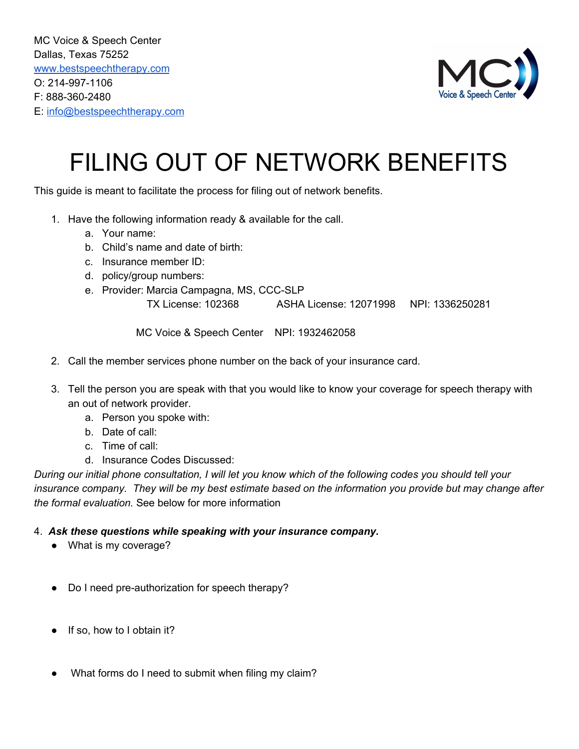MC Voice & Speech Center
Dallas, Texas 75252
www.bestspeechtherapy.com
O: 214-997-1106
F: 888-360-2480
E: info@bestspeechtherapy.com

# FILING OUT OF NETWORK BENEFITS

This guide is meant to facilitate the process for filing out of network benefits.

1. Have the following information ready & available for the call.
   a. Your name:
   b. Child's name and date of birth:
   c. Insurance member ID:
   d. policy/group numbers:
   e. Provider: Marcia Campagna, MS, CCC-SLP
      TX License: 102368 ASHA License: 12071998 NPI: 1336250281

      MC Voice & Speech Center NPI: 1932462058

2. Call the member services phone number on the back of your insurance card.

3. Tell the person you are speak with that you would like to know your coverage for speech therapy with an out of network provider.
   a. Person you spoke with:
   b. Date of call:
   c. Time of call:
   d. Insurance Codes Discussed:

*During our initial phone consultation, I will let you know which of the following codes you should tell your insurance company. They will be my best estimate based on the information you provide but may change after the formal evaluation.* See below for more information

4. ***Ask these questions while speaking with your insurance company.***
   - What is my coverage?
   - Do I need pre-authorization for speech therapy?
   - If so, how to I obtain it?
   - What forms do I need to submit when filing my claim?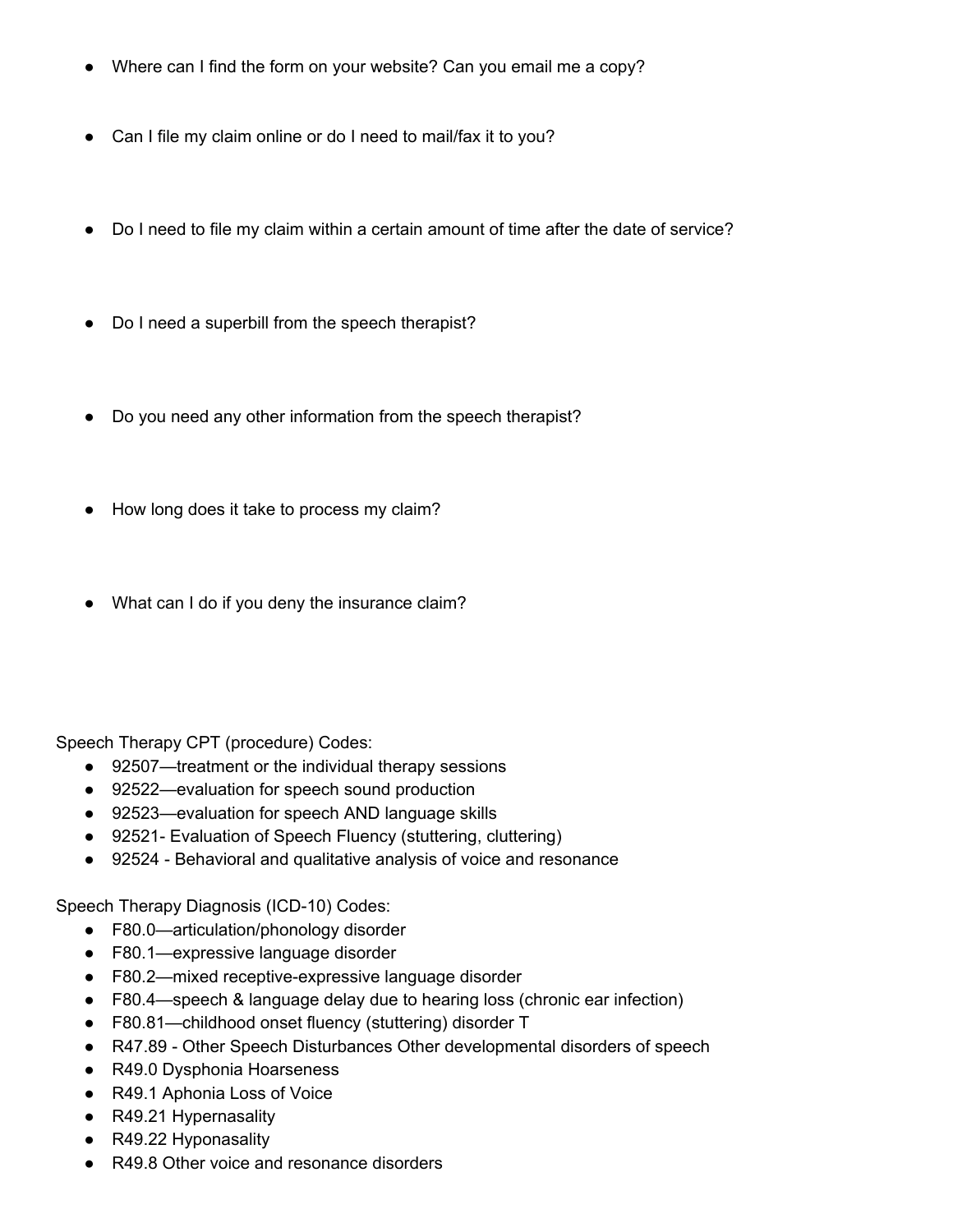- Where can I find the form on your website? Can you email me a copy?
- Can I file my claim online or do I need to mail/fax it to you?
- Do I need to file my claim within a certain amount of time after the date of service?
- Do I need a superbill from the speech therapist?
- Do you need any other information from the speech therapist?
- How long does it take to process my claim?
- What can I do if you deny the insurance claim?

Speech Therapy CPT (procedure) Codes:

- 92507—treatment or the individual therapy sessions
- 92522—evaluation for speech sound production
- 92523—evaluation for speech AND language skills
- 92521- Evaluation of Speech Fluency (stuttering, cluttering)
- 92524 - Behavioral and qualitative analysis of voice and resonance

Speech Therapy Diagnosis (ICD-10) Codes:

- F80.0—articulation/phonology disorder
- F80.1—expressive language disorder
- F80.2—mixed receptive-expressive language disorder
- F80.4—speech & language delay due to hearing loss (chronic ear infection)
- F80.81—childhood onset fluency (stuttering) disorder T
- R47.89 - Other Speech Disturbances Other developmental disorders of speech
- R49.0 Dysphonia Hoarseness
- R49.1 Aphonia Loss of Voice
- R49.21 Hypernasality
- R49.22 Hyponasality
- R49.8 Other voice and resonance disorders